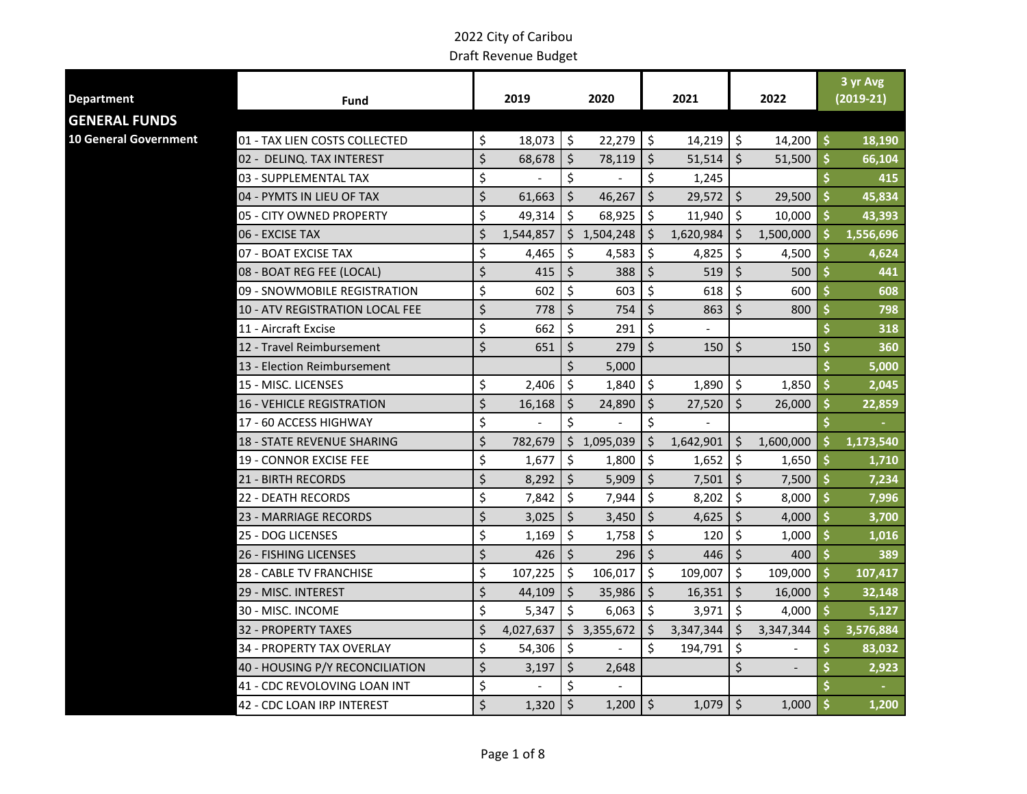2022 City of Caribou

Draft Revenue Budget

| Department | Fund | 2019 | 2020 | 2021 | 2022 | 3 yr Avg (2019-21) |
|---|---|---|---|---|---|---|
| **GENERAL FUNDS** | | | | | | |
| **10 General Government** | 01 - TAX LIEN COSTS COLLECTED | $ 18,073 | $ 22,279 | $ 14,219 | $ 14,200 | $ 18,190 |
| | 02 - DELINQ. TAX INTEREST | $ 68,678 | $ 78,119 | $ 51,514 | $ 51,500 | $ 66,104 |
| | 03 - SUPPLEMENTAL TAX | $ - | $ - | $ 1,245 | | $ 415 |
| | 04 - PYMTS IN LIEU OF TAX | $ 61,663 | $ 46,267 | $ 29,572 | $ 29,500 | $ 45,834 |
| | 05 - CITY OWNED PROPERTY | $ 49,314 | $ 68,925 | $ 11,940 | $ 10,000 | $ 43,393 |
| | 06 - EXCISE TAX | $ 1,544,857 | $ 1,504,248 | $ 1,620,984 | $ 1,500,000 | $ 1,556,696 |
| | 07 - BOAT EXCISE TAX | $ 4,465 | $ 4,583 | $ 4,825 | $ 4,500 | $ 4,624 |
| | 08 - BOAT REG FEE (LOCAL) | $ 415 | $ 388 | $ 519 | $ 500 | $ 441 |
| | 09 - SNOWMOBILE REGISTRATION | $ 602 | $ 603 | $ 618 | $ 600 | $ 608 |
| | 10 - ATV REGISTRATION LOCAL FEE | $ 778 | $ 754 | $ 863 | $ 800 | $ 798 |
| | 11 - Aircraft Excise | $ 662 | $ 291 | $ - | | $ 318 |
| | 12 - Travel Reimbursement | $ 651 | $ 279 | $ 150 | $ 150 | $ 360 |
| | 13 - Election Reimbursement | | $ 5,000 | | | $ 5,000 |
| | 15 - MISC. LICENSES | $ 2,406 | $ 1,840 | $ 1,890 | $ 1,850 | $ 2,045 |
| | 16 - VEHICLE REGISTRATION | $ 16,168 | $ 24,890 | $ 27,520 | $ 26,000 | $ 22,859 |
| | 17 - 60 ACCESS HIGHWAY | $ - | $ - | $ - | | $ - |
| | 18 - STATE REVENUE SHARING | $ 782,679 | $ 1,095,039 | $ 1,642,901 | $ 1,600,000 | $ 1,173,540 |
| | 19 - CONNOR EXCISE FEE | $ 1,677 | $ 1,800 | $ 1,652 | $ 1,650 | $ 1,710 |
| | 21 - BIRTH RECORDS | $ 8,292 | $ 5,909 | $ 7,501 | $ 7,500 | $ 7,234 |
| | 22 - DEATH RECORDS | $ 7,842 | $ 7,944 | $ 8,202 | $ 8,000 | $ 7,996 |
| | 23 - MARRIAGE RECORDS | $ 3,025 | $ 3,450 | $ 4,625 | $ 4,000 | $ 3,700 |
| | 25 - DOG LICENSES | $ 1,169 | $ 1,758 | $ 120 | $ 1,000 | $ 1,016 |
| | 26 - FISHING LICENSES | $ 426 | $ 296 | $ 446 | $ 400 | $ 389 |
| | 28 - CABLE TV FRANCHISE | $ 107,225 | $ 106,017 | $ 109,007 | $ 109,000 | $ 107,417 |
| | 29 - MISC. INTEREST | $ 44,109 | $ 35,986 | $ 16,351 | $ 16,000 | $ 32,148 |
| | 30 - MISC. INCOME | $ 5,347 | $ 6,063 | $ 3,971 | $ 4,000 | $ 5,127 |
| | 32 - PROPERTY TAXES | $ 4,027,637 | $ 3,355,672 | $ 3,347,344 | $ 3,347,344 | $ 3,576,884 |
| | 34 - PROPERTY TAX OVERLAY | $ 54,306 | $ - | $ 194,791 | $ - | $ 83,032 |
| | 40 - HOUSING P/Y RECONCILIATION | $ 3,197 | $ 2,648 | | $ - | $ 2,923 |
| | 41 - CDC REVOLOVING LOAN INT | $ - | $ - | | | $ - |
| | 42 - CDC LOAN IRP INTEREST | $ 1,320 | $ 1,200 | $ 1,079 | $ 1,000 | $ 1,200 |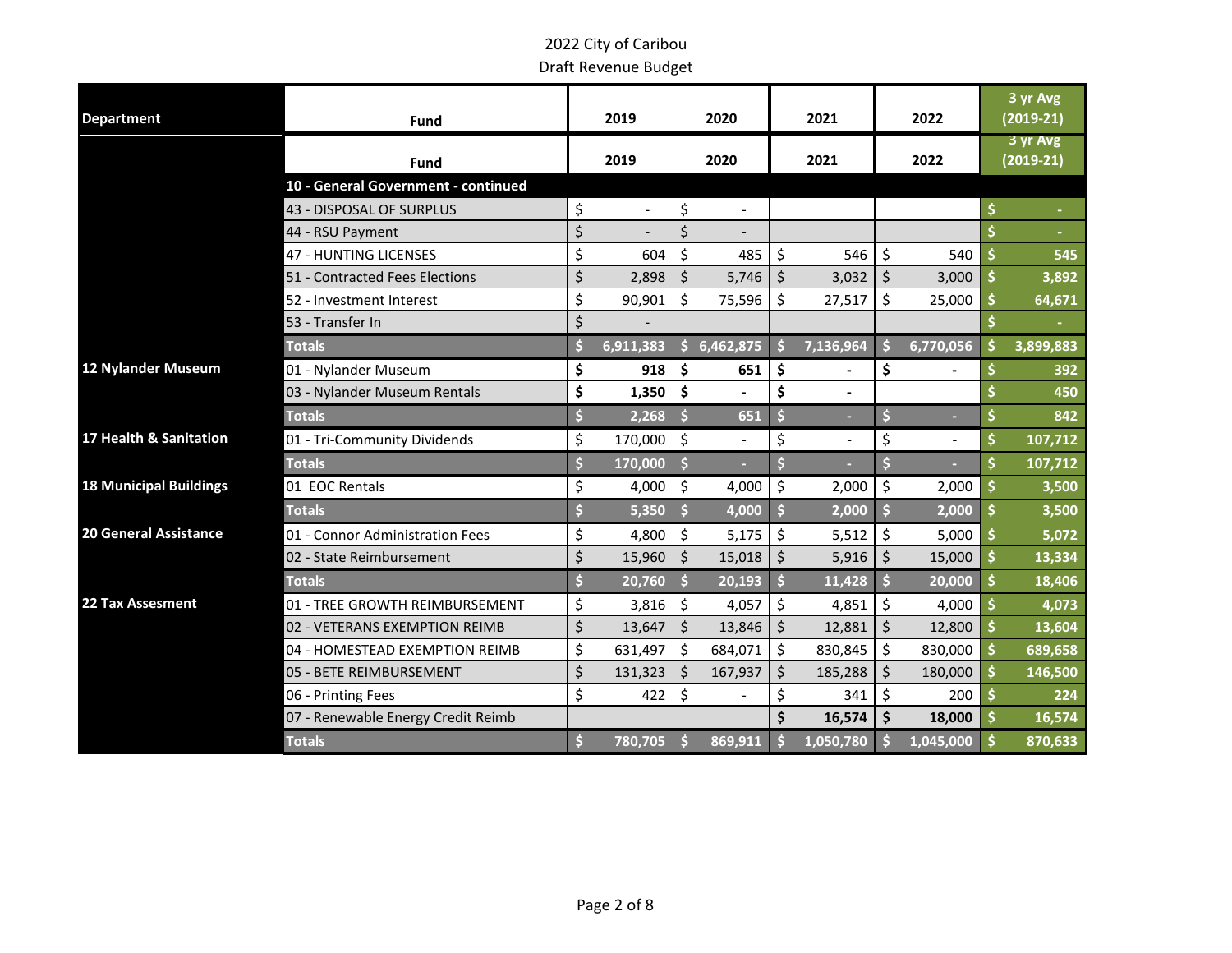2022 City of Caribou

Draft Revenue Budget

| Department | Fund | 2019 | 2020 | 2021 | 2022 | 3 yr Avg (2019-21) |
|---|---|---|---|---|---|---|
| | Fund | 2019 | 2020 | 2021 | 2022 | 3 yr Avg (2019-21) |
| | **10 - General Government - continued** | | | | | |
| | 43 - DISPOSAL OF SURPLUS | $ - | $ - | | | $ - |
| | 44 - RSU Payment | $ - | $ - | | | $ - |
| | 47 - HUNTING LICENSES | $ 604 | $ 485 | $ 546 | $ 540 | $ 545 |
| | 51 - Contracted Fees Elections | $ 2,898 | $ 5,746 | $ 3,032 | $ 3,000 | $ 3,892 |
| | 52 - Investment Interest | $ 90,901 | $ 75,596 | $ 27,517 | $ 25,000 | $ 64,671 |
| | 53 - Transfer In | $ - | | | | $ - |
| | **Totals** | **$ 6,911,383** | **$ 6,462,875** | **$ 7,136,964** | **$ 6,770,056** | **$ 3,899,883** |
| **12 Nylander Museum** | 01 - Nylander Museum | **$ 918** | **$ 651** | **$ -** | **$ -** | $ 392 |
| | 03 - Nylander Museum Rentals | **$ 1,350** | **$ -** | **$ -** | | $ 450 |
| | **Totals** | **$ 2,268** | **$ 651** | **$ -** | **$ -** | **$ 842** |
| **17 Health & Sanitation** | 01 - Tri-Community Dividends | $ 170,000 | $ - | $ - | $ - | $ 107,712 |
| | **Totals** | **$ 170,000** | **$ -** | **$ -** | **$ -** | **$ 107,712** |
| **18 Municipal Buildings** | 01 EOC Rentals | $ 4,000 | $ 4,000 | $ 2,000 | $ 2,000 | $ 3,500 |
| | **Totals** | **$ 5,350** | **$ 4,000** | **$ 2,000** | **$ 2,000** | **$ 3,500** |
| **20 General Assistance** | 01 - Connor Administration Fees | $ 4,800 | $ 5,175 | $ 5,512 | $ 5,000 | $ 5,072 |
| | 02 - State Reimbursement | $ 15,960 | $ 15,018 | $ 5,916 | $ 15,000 | $ 13,334 |
| | **Totals** | **$ 20,760** | **$ 20,193** | **$ 11,428** | **$ 20,000** | **$ 18,406** |
| **22 Tax Assesment** | 01 - TREE GROWTH REIMBURSEMENT | $ 3,816 | $ 4,057 | $ 4,851 | $ 4,000 | $ 4,073 |
| | 02 - VETERANS EXEMPTION REIMB | $ 13,647 | $ 13,846 | $ 12,881 | $ 12,800 | $ 13,604 |
| | 04 - HOMESTEAD EXEMPTION REIMB | $ 631,497 | $ 684,071 | $ 830,845 | $ 830,000 | $ 689,658 |
| | 05 - BETE REIMBURSEMENT | $ 131,323 | $ 167,937 | $ 185,288 | $ 180,000 | $ 146,500 |
| | 06 - Printing Fees | $ 422 | $ - | $ 341 | $ 200 | $ 224 |
| | 07 - Renewable Energy Credit Reimb | | | **$ 16,574** | **$ 18,000** | $ 16,574 |
| | **Totals** | **$ 780,705** | **$ 869,911** | **$ 1,050,780** | **$ 1,045,000** | **$ 870,633** |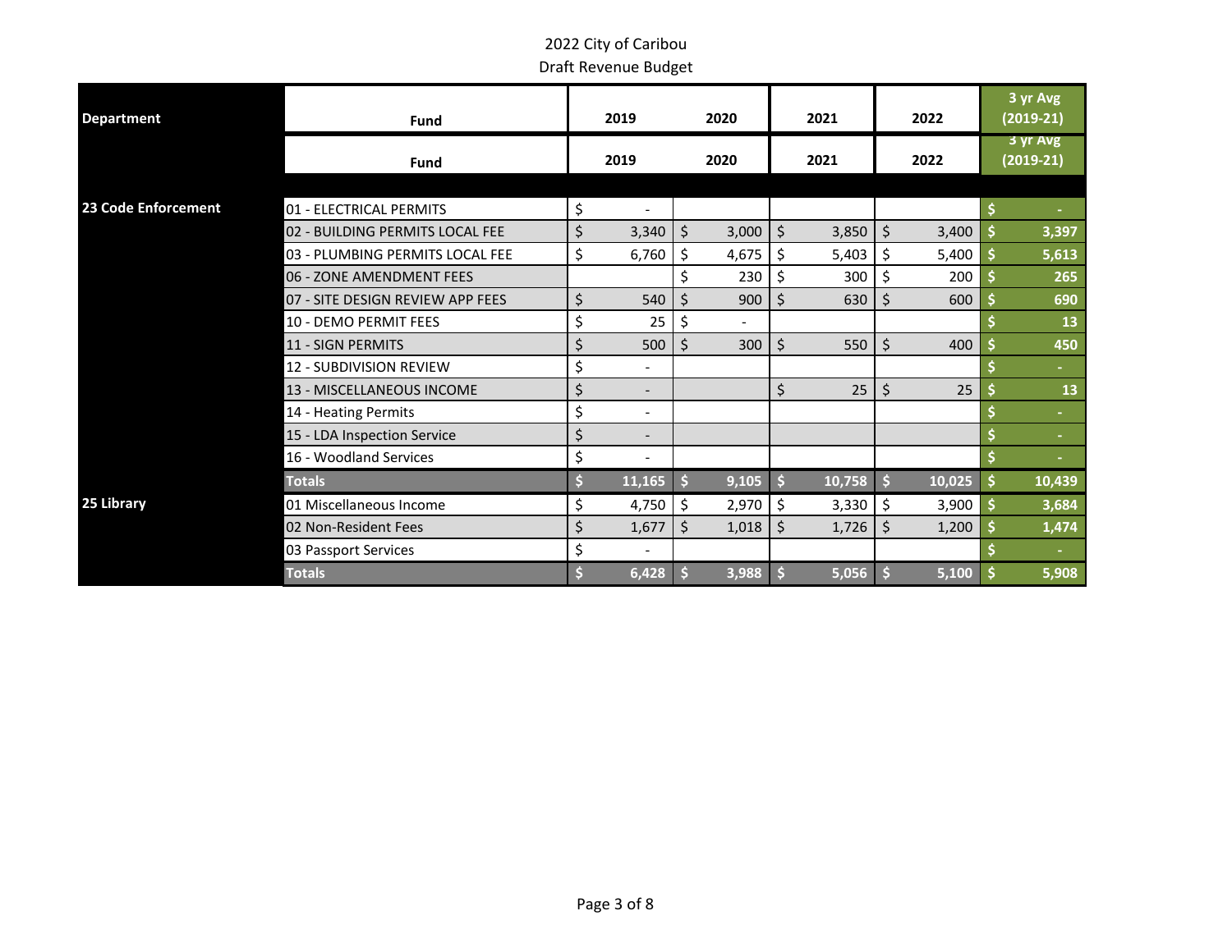2022 City of Caribou

Draft Revenue Budget

| Department | Fund | 2019 | 2020 | 2021 | 2022 | 3 yr Avg (2019-21) |
|---|---|---|---|---|---|---|
| | Fund | 2019 | 2020 | 2021 | 2022 | 3 yr Avg (2019-21) |
| 23 Code Enforcement | 01 - ELECTRICAL PERMITS | $ - | | | | $ - |
| | 02 - BUILDING PERMITS LOCAL FEE | $ 3,340 | $ 3,000 | $ 3,850 | $ 3,400 | $ 3,397 |
| | 03 - PLUMBING PERMITS LOCAL FEE | $ 6,760 | $ 4,675 | $ 5,403 | $ 5,400 | $ 5,613 |
| | 06 - ZONE AMENDMENT FEES | | $ 230 | $ 300 | $ 200 | $ 265 |
| | 07 - SITE DESIGN REVIEW APP FEES | $ 540 | $ 900 | $ 630 | $ 600 | $ 690 |
| | 10 - DEMO PERMIT FEES | $ 25 | $ - | | | $ 13 |
| | 11 - SIGN PERMITS | $ 500 | $ 300 | $ 550 | $ 400 | $ 450 |
| | 12 - SUBDIVISION REVIEW | $ - | | | | $ - |
| | 13 - MISCELLANEOUS INCOME | $ - | | $ 25 | $ 25 | $ 13 |
| | 14 - Heating Permits | $ - | | | | $ - |
| | 15 - LDA Inspection Service | $ - | | | | $ - |
| | 16 - Woodland Services | $ - | | | | $ - |
| | **Totals** | **$ 11,165** | **$ 9,105** | **$ 10,758** | **$ 10,025** | **$ 10,439** |
| 25 Library | 01 Miscellaneous Income | $ 4,750 | $ 2,970 | $ 3,330 | $ 3,900 | $ 3,684 |
| | 02 Non-Resident Fees | $ 1,677 | $ 1,018 | $ 1,726 | $ 1,200 | $ 1,474 |
| | 03 Passport Services | $ - | | | | $ - |
| | **Totals** | **$ 6,428** | **$ 3,988** | **$ 5,056** | **$ 5,100** | **$ 5,908** |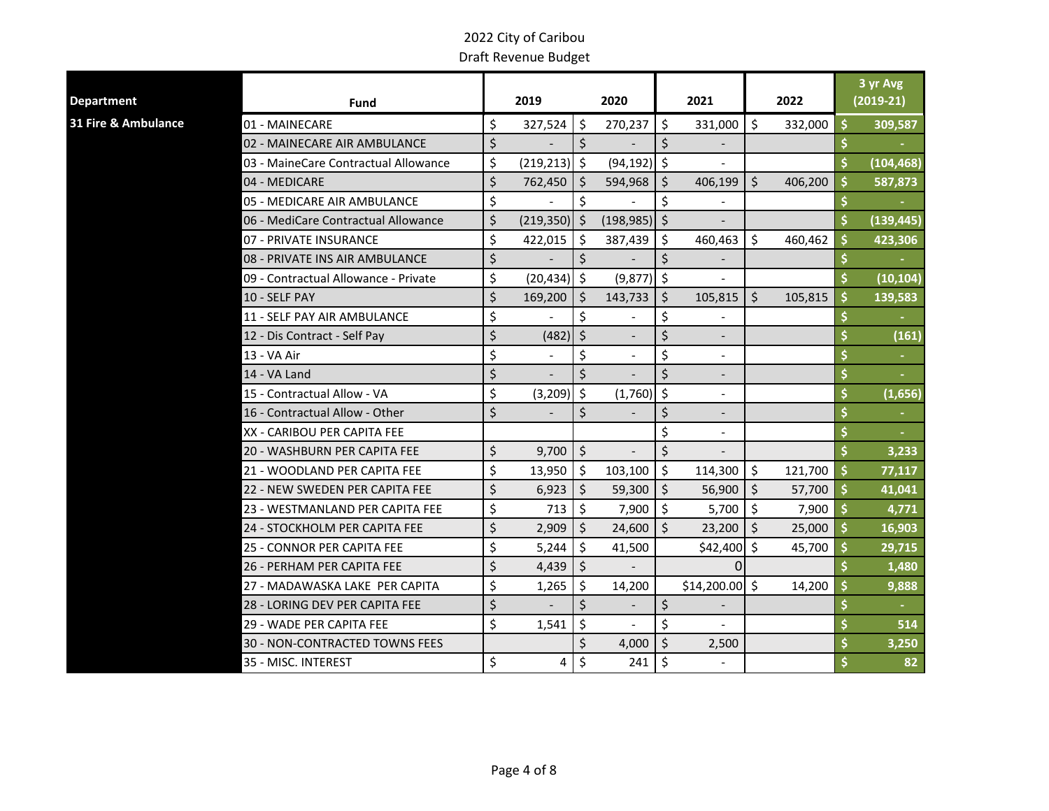2022 City of Caribou

Draft Revenue Budget

| Department | Fund | 2019 | 2020 | 2021 | 2022 | 3 yr Avg (2019-21) |
|---|---|---|---|---|---|---|
| 31 Fire & Ambulance | 01 - MAINECARE | $ 327,524 | $ 270,237 | $ 331,000 | $ 332,000 | $ 309,587 |
| | 02 - MAINECARE AIR AMBULANCE | $ - | $ - | $ - | | $ - |
| | 03 - MaineCare Contractual Allowance | $ (219,213) | $ (94,192) | $ - | | $ (104,468) |
| | 04 - MEDICARE | $ 762,450 | $ 594,968 | $ 406,199 | $ 406,200 | $ 587,873 |
| | 05 - MEDICARE AIR AMBULANCE | $ - | $ - | $ - | | $ - |
| | 06 - MediCare Contractual Allowance | $ (219,350) | $ (198,985) | $ - | | $ (139,445) |
| | 07 - PRIVATE INSURANCE | $ 422,015 | $ 387,439 | $ 460,463 | $ 460,462 | $ 423,306 |
| | 08 - PRIVATE INS AIR AMBULANCE | $ - | $ - | $ - | | $ - |
| | 09 - Contractual Allowance - Private | $ (20,434) | $ (9,877) | $ - | | $ (10,104) |
| | 10 - SELF PAY | $ 169,200 | $ 143,733 | $ 105,815 | $ 105,815 | $ 139,583 |
| | 11 - SELF PAY AIR AMBULANCE | $ - | $ - | $ - | | $ - |
| | 12 - Dis Contract - Self Pay | $ (482) | $ - | $ - | | $ (161) |
| | 13 - VA Air | $ - | $ - | $ - | | $ - |
| | 14 - VA Land | $ - | $ - | $ - | | $ - |
| | 15 - Contractual Allow - VA | $ (3,209) | $ (1,760) | $ - | | $ (1,656) |
| | 16 - Contractual Allow - Other | $ - | $ - | $ - | | $ - |
| | XX - CARIBOU PER CAPITA FEE | | | $ - | | $ - |
| | 20 - WASHBURN PER CAPITA FEE | $ 9,700 | $ - | $ - | | $ 3,233 |
| | 21 - WOODLAND PER CAPITA FEE | $ 13,950 | $ 103,100 | $ 114,300 | $ 121,700 | $ 77,117 |
| | 22 - NEW SWEDEN PER CAPITA FEE | $ 6,923 | $ 59,300 | $ 56,900 | $ 57,700 | $ 41,041 |
| | 23 - WESTMANLAND PER CAPITA FEE | $ 713 | $ 7,900 | $ 5,700 | $ 7,900 | $ 4,771 |
| | 24 - STOCKHOLM PER CAPITA FEE | $ 2,909 | $ 24,600 | $ 23,200 | $ 25,000 | $ 16,903 |
| | 25 - CONNOR PER CAPITA FEE | $ 5,244 | $ 41,500 | $42,400 | $ 45,700 | $ 29,715 |
| | 26 - PERHAM PER CAPITA FEE | $ 4,439 | $ - | 0 | | $ 1,480 |
| | 27 - MADAWASKA LAKE PER CAPITA | $ 1,265 | $ 14,200 | $14,200.00 | $ 14,200 | $ 9,888 |
| | 28 - LORING DEV PER CAPITA FEE | $ - | $ - | $ - | | $ - |
| | 29 - WADE PER CAPITA FEE | $ 1,541 | $ - | $ - | | $ 514 |
| | 30 - NON-CONTRACTED TOWNS FEES | | $ 4,000 | $ 2,500 | | $ 3,250 |
| | 35 - MISC. INTEREST | $ 4 | $ 241 | $ - | | $ 82 |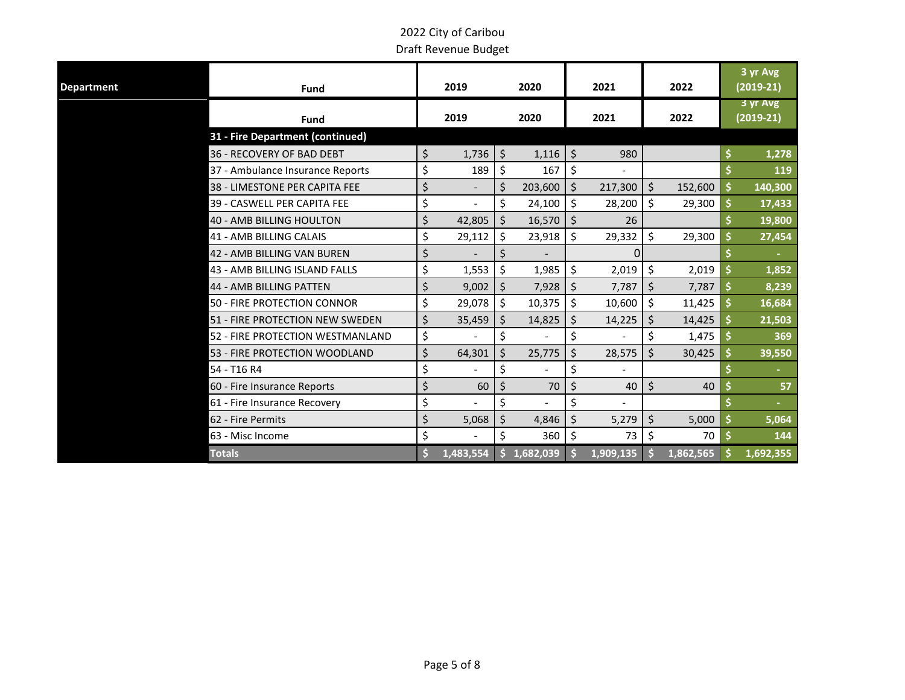2022 City of Caribou
Draft Revenue Budget

| Department | Fund | 2019 | 2020 | 2021 | 2022 | 3 yr Avg (2019-21) |
|---|---|---|---|---|---|---|
| | Fund | 2019 | 2020 | 2021 | 2022 | 3 yr Avg (2019-21) |
| | **31 - Fire Department (continued)** | | | | | |
| | 36 - RECOVERY OF BAD DEBT | $ 1,736 | $ 1,116 | $ 980 | | $ 1,278 |
| | 37 - Ambulance Insurance Reports | $ 189 | $ 167 | $ - | | $ 119 |
| | 38 - LIMESTONE PER CAPITA FEE | $ - | $ 203,600 | $ 217,300 | $ 152,600 | $ 140,300 |
| | 39 - CASWELL PER CAPITA FEE | $ - | $ 24,100 | $ 28,200 | $ 29,300 | $ 17,433 |
| | 40 - AMB BILLING HOULTON | $ 42,805 | $ 16,570 | $ 26 | | $ 19,800 |
| | 41 - AMB BILLING CALAIS | $ 29,112 | $ 23,918 | $ 29,332 | $ 29,300 | $ 27,454 |
| | 42 - AMB BILLING VAN BUREN | $ - | $ - | 0 | | $ - |
| | 43 - AMB BILLING ISLAND FALLS | $ 1,553 | $ 1,985 | $ 2,019 | $ 2,019 | $ 1,852 |
| | 44 - AMB BILLING PATTEN | $ 9,002 | $ 7,928 | $ 7,787 | $ 7,787 | $ 8,239 |
| | 50 - FIRE PROTECTION CONNOR | $ 29,078 | $ 10,375 | $ 10,600 | $ 11,425 | $ 16,684 |
| | 51 - FIRE PROTECTION NEW SWEDEN | $ 35,459 | $ 14,825 | $ 14,225 | $ 14,425 | $ 21,503 |
| | 52 - FIRE PROTECTION WESTMANLAND | $ - | $ - | $ - | $ 1,475 | $ 369 |
| | 53 - FIRE PROTECTION WOODLAND | $ 64,301 | $ 25,775 | $ 28,575 | $ 30,425 | $ 39,550 |
| | 54 - T16 R4 | $ - | $ - | $ - | | $ - |
| | 60 - Fire Insurance Reports | $ 60 | $ 70 | $ 40 | $ 40 | $ 57 |
| | 61 - Fire Insurance Recovery | $ - | $ - | $ - | | $ - |
| | 62 - Fire Permits | $ 5,068 | $ 4,846 | $ 5,279 | $ 5,000 | $ 5,064 |
| | 63 - Misc Income | $ - | $ 360 | $ 73 | $ 70 | $ 144 |
| | **Totals** | **$ 1,483,554** | **$ 1,682,039** | **$ 1,909,135** | **$ 1,862,565** | **$ 1,692,355** |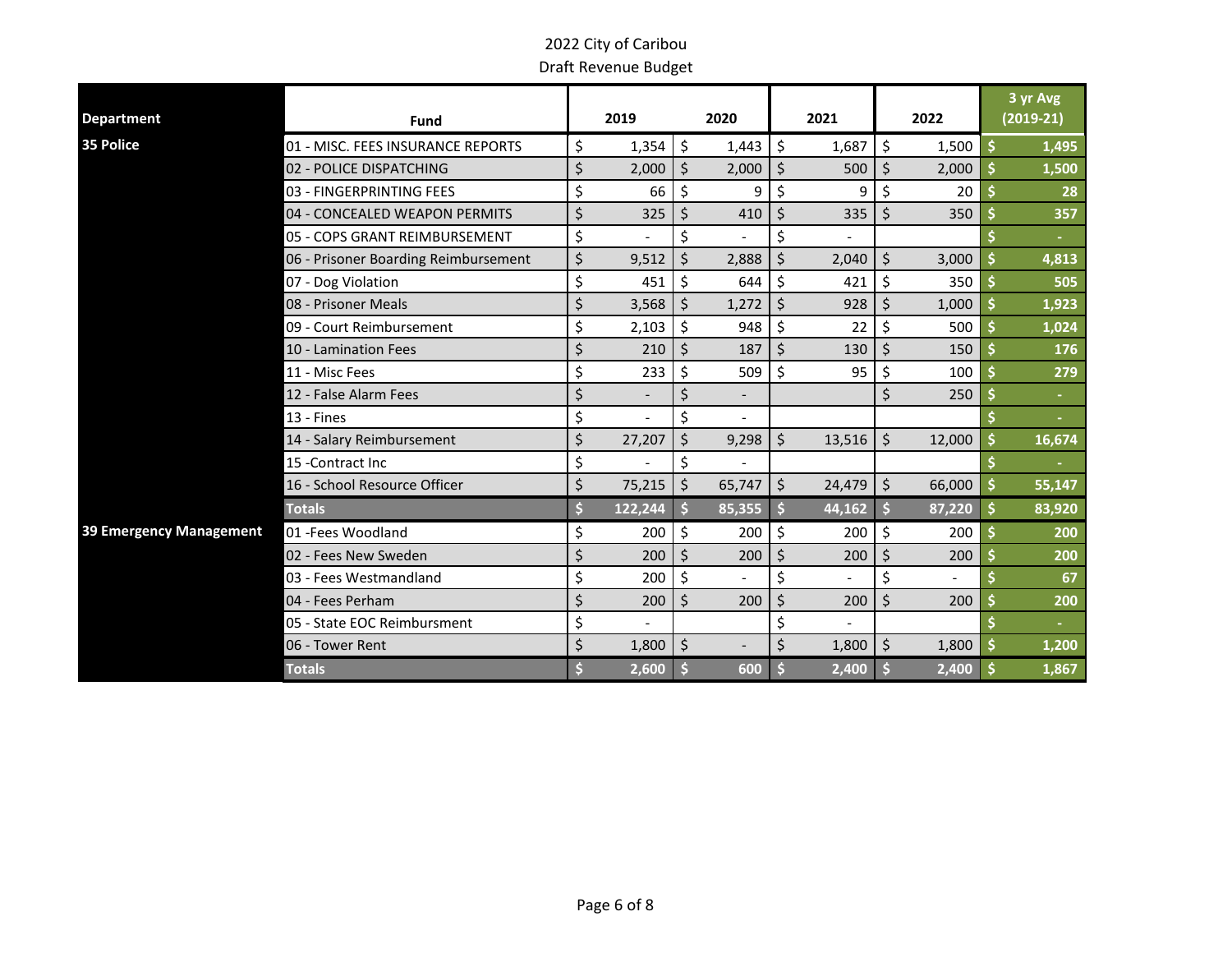# 2022 City of Caribou

## Draft Revenue Budget

| Department | Fund | 2019 | 2020 | 2021 | 2022 | 3 yr Avg (2019-21) |
|---|---|---|---|---|---|---|
| 35 Police | 01 - MISC. FEES INSURANCE REPORTS | $ 1,354 | $ 1,443 | $ 1,687 | $ 1,500 | $ 1,495 |
| | 02 - POLICE DISPATCHING | $ 2,000 | $ 2,000 | $ 500 | $ 2,000 | $ 1,500 |
| | 03 - FINGERPRINTING FEES | $ 66 | $ 9 | $ 9 | $ 20 | $ 28 |
| | 04 - CONCEALED WEAPON PERMITS | $ 325 | $ 410 | $ 335 | $ 350 | $ 357 |
| | 05 - COPS GRANT REIMBURSEMENT | $ - | $ - | $ - | | $ - |
| | 06 - Prisoner Boarding Reimbursement | $ 9,512 | $ 2,888 | $ 2,040 | $ 3,000 | $ 4,813 |
| | 07 - Dog Violation | $ 451 | $ 644 | $ 421 | $ 350 | $ 505 |
| | 08 - Prisoner Meals | $ 3,568 | $ 1,272 | $ 928 | $ 1,000 | $ 1,923 |
| | 09 - Court Reimbursement | $ 2,103 | $ 948 | $ 22 | $ 500 | $ 1,024 |
| | 10 - Lamination Fees | $ 210 | $ 187 | $ 130 | $ 150 | $ 176 |
| | 11 - Misc Fees | $ 233 | $ 509 | $ 95 | $ 100 | $ 279 |
| | 12 - False Alarm Fees | $ - | $ - | | $ 250 | $ - |
| | 13 - Fines | $ - | $ - | | | $ - |
| | 14 - Salary Reimbursement | $ 27,207 | $ 9,298 | $ 13,516 | $ 12,000 | $ 16,674 |
| | 15 -Contract Inc | $ - | $ - | | | $ - |
| | 16 - School Resource Officer | $ 75,215 | $ 65,747 | $ 24,479 | $ 66,000 | $ 55,147 |
| | **Totals** | **$ 122,244** | **$ 85,355** | **$ 44,162** | **$ 87,220** | **$ 83,920** |
| 39 Emergency Management | 01 -Fees Woodland | $ 200 | $ 200 | $ 200 | $ 200 | $ 200 |
| | 02 - Fees New Sweden | $ 200 | $ 200 | $ 200 | $ 200 | $ 200 |
| | 03 - Fees Westmandland | $ 200 | $ - | $ - | $ - | $ 67 |
| | 04 - Fees Perham | $ 200 | $ 200 | $ 200 | $ 200 | $ 200 |
| | 05 - State EOC Reimbursment | $ - | | $ - | | $ - |
| | 06 - Tower Rent | $ 1,800 | $ - | $ 1,800 | $ 1,800 | $ 1,200 |
| | **Totals** | **$ 2,600** | **$ 600** | **$ 2,400** | **$ 2,400** | **$ 1,867** |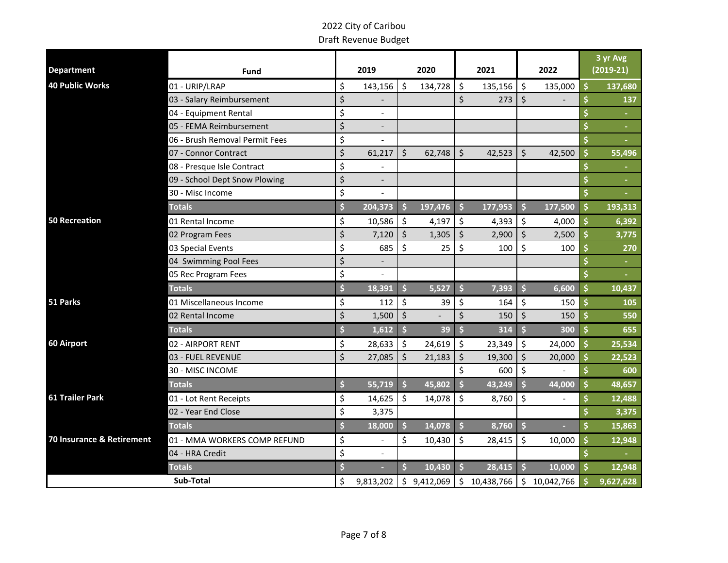# 2022 City of Caribou

## Draft Revenue Budget

| Department | Fund | 2019 | 2020 | 2021 | 2022 | 3 yr Avg (2019-21) |
|---|---|---|---|---|---|---|
| **40 Public Works** | 01 - URIP/LRAP | $ 143,156 | $ 134,728 | $ 135,156 | $ 135,000 | $ 137,680 |
| | 03 - Salary Reimbursement | $ - | | $ 273 | $ - | $ 137 |
| | 04 - Equipment Rental | $ - | | | | $ - |
| | 05 - FEMA Reimbursement | $ - | | | | $ - |
| | 06 - Brush Removal Permit Fees | $ - | | | | $ - |
| | 07 - Connor Contract | $ 61,217 | $ 62,748 | $ 42,523 | $ 42,500 | $ 55,496 |
| | 08 - Presque Isle Contract | $ - | | | | $ - |
| | 09 - School Dept Snow Plowing | $ - | | | | $ - |
| | 30 - Misc Income | $ - | | | | $ - |
| | **Totals** | **$ 204,373** | **$ 197,476** | **$ 177,953** | **$ 177,500** | **$ 193,313** |
| **50 Recreation** | 01 Rental Income | $ 10,586 | $ 4,197 | $ 4,393 | $ 4,000 | $ 6,392 |
| | 02 Program Fees | $ 7,120 | $ 1,305 | $ 2,900 | $ 2,500 | $ 3,775 |
| | 03 Special Events | $ 685 | $ 25 | $ 100 | $ 100 | $ 270 |
| | 04 Swimming Pool Fees | $ - | | | | $ - |
| | 05 Rec Program Fees | $ - | | | | $ - |
| | **Totals** | **$ 18,391** | **$ 5,527** | **$ 7,393** | **$ 6,600** | **$ 10,437** |
| **51 Parks** | 01 Miscellaneous Income | $ 112 | $ 39 | $ 164 | $ 150 | $ 105 |
| | 02 Rental Income | $ 1,500 | $ - | $ 150 | $ 150 | $ 550 |
| | **Totals** | **$ 1,612** | **$ 39** | **$ 314** | **$ 300** | **$ 655** |
| **60 Airport** | 02 - AIRPORT RENT | $ 28,633 | $ 24,619 | $ 23,349 | $ 24,000 | $ 25,534 |
| | 03 - FUEL REVENUE | $ 27,085 | $ 21,183 | $ 19,300 | $ 20,000 | $ 22,523 |
| | 30 - MISC INCOME | | | $ 600 | $ - | $ 600 |
| | **Totals** | **$ 55,719** | **$ 45,802** | **$ 43,249** | **$ 44,000** | **$ 48,657** |
| **61 Trailer Park** | 01 - Lot Rent Receipts | $ 14,625 | $ 14,078 | $ 8,760 | $ - | $ 12,488 |
| | 02 - Year End Close | $ 3,375 | | | | $ 3,375 |
| | **Totals** | **$ 18,000** | **$ 14,078** | **$ 8,760** | **$ -** | **$ 15,863** |
| **70 Insurance & Retirement** | 01 - MMA WORKERS COMP REFUND | $ - | $ 10,430 | $ 28,415 | $ 10,000 | $ 12,948 |
| | 04 - HRA Credit | $ - | | | | $ - |
| | **Totals** | **$ -** | **$ 10,430** | **$ 28,415** | **$ 10,000** | **$ 12,948** |
| | **Sub-Total** | $ 9,813,202 | $ 9,412,069 | $ 10,438,766 | $ 10,042,766 | **$ 9,627,628** |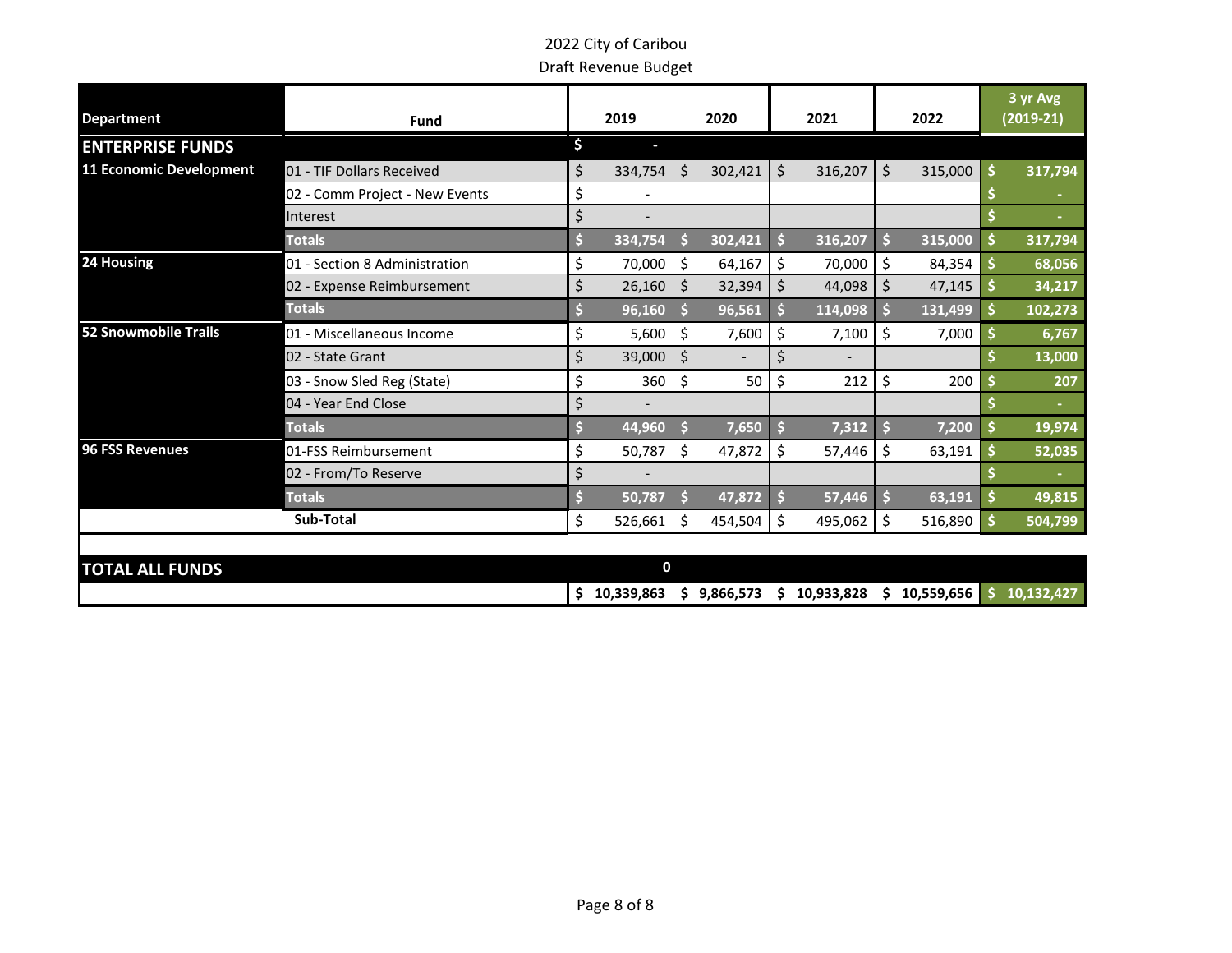2022 City of Caribou
Draft Revenue Budget

| Department | Fund | 2019 | 2020 | 2021 | 2022 | 3 yr Avg (2019-21) |
|---|---|---|---|---|---|---|
| **ENTERPRISE FUNDS** | | $ - | | | | |
| **11 Economic Development** | 01 - TIF Dollars Received | $ 334,754 | $ 302,421 | $ 316,207 | $ 315,000 | $ 317,794 |
| | 02 - Comm Project - New Events | $ - | | | | $ - |
| | Interest | $ - | | | | $ - |
| | **Totals** | **$ 334,754** | **$ 302,421** | **$ 316,207** | **$ 315,000** | **$ 317,794** |
| **24 Housing** | 01 - Section 8 Administration | $ 70,000 | $ 64,167 | $ 70,000 | $ 84,354 | $ 68,056 |
| | 02 - Expense Reimbursement | $ 26,160 | $ 32,394 | $ 44,098 | $ 47,145 | $ 34,217 |
| | **Totals** | **$ 96,160** | **$ 96,561** | **$ 114,098** | **$ 131,499** | **$ 102,273** |
| **52 Snowmobile Trails** | 01 - Miscellaneous Income | $ 5,600 | $ 7,600 | $ 7,100 | $ 7,000 | $ 6,767 |
| | 02 - State Grant | $ 39,000 | $ - | $ - | | $ 13,000 |
| | 03 - Snow Sled Reg (State) | $ 360 | $ 50 | $ 212 | $ 200 | $ 207 |
| | 04 - Year End Close | $ - | | | | $ - |
| | **Totals** | **$ 44,960** | **$ 7,650** | **$ 7,312** | **$ 7,200** | **$ 19,974** |
| **96 FSS Revenues** | 01-FSS Reimbursement | $ 50,787 | $ 47,872 | $ 57,446 | $ 63,191 | $ 52,035 |
| | 02 - From/To Reserve | $ - | | | | $ - |
| | **Totals** | **$ 50,787** | **$ 47,872** | **$ 57,446** | **$ 63,191** | **$ 49,815** |
| | **Sub-Total** | $ 526,661 | $ 454,504 | $ 495,062 | $ 516,890 | $ 504,799 |
| **TOTAL ALL FUNDS** | | 0 | | | | |
| | | **$ 10,339,863** | **$ 9,866,573** | **$ 10,933,828** | **$ 10,559,656** | **$ 10,132,427** |